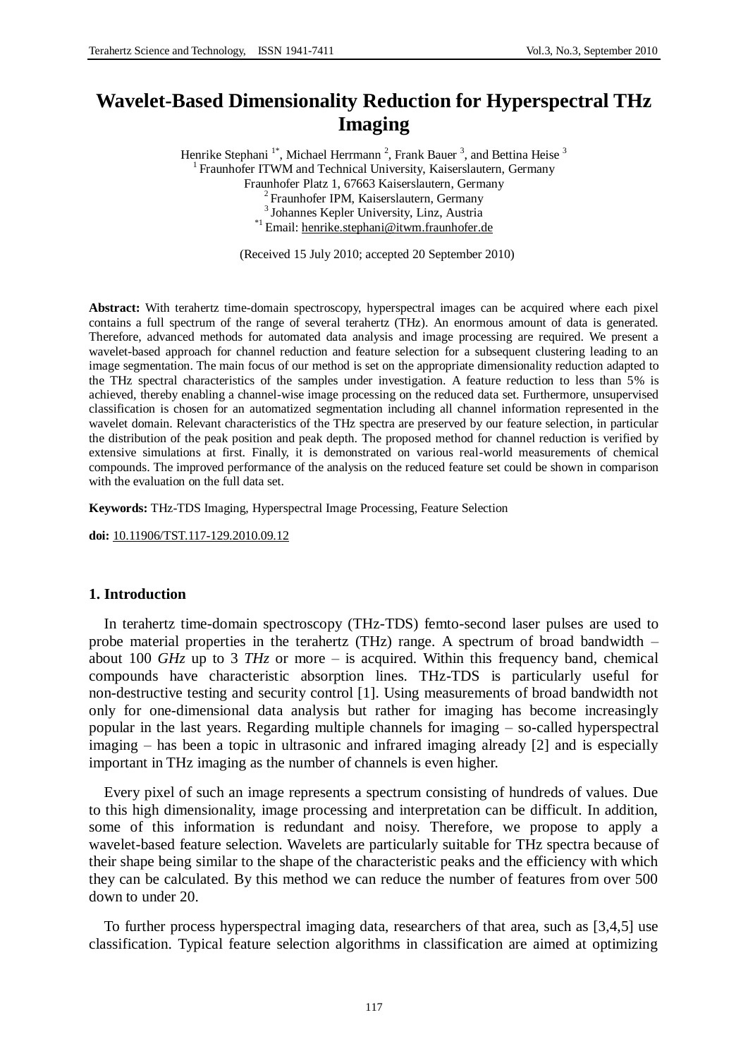# Wavelet-Based Dimensionality Reduction for Hyperspectral THz Imaging

Henrike Stephani [1*], Michael Herrmann [2], Frank Bauer [3], and Bettina Heise [3]

[1] Fraunhofer ITWM and Technical University, Kaiserslautern, Germany
Fraunhofer Platz 1, 67663 Kaiserslautern, Germany
[2] Fraunhofer IPM, Kaiserslautern, Germany
[3] Johannes Kepler University, Linz, Austria
[*1] Email: henrike.stephani@itwm.fraunhofer.de

(Received 15 July 2010; accepted 20 September 2010)

**Abstract:** With terahertz time-domain spectroscopy, hyperspectral images can be acquired where each pixel contains a full spectrum of the range of several terahertz (THz). An enormous amount of data is generated. Therefore, advanced methods for automated data analysis and image processing are required. We present a wavelet-based approach for channel reduction and feature selection for a subsequent clustering leading to an image segmentation. The main focus of our method is set on the appropriate dimensionality reduction adapted to the THz spectral characteristics of the samples under investigation. A feature reduction to less than 5% is achieved, thereby enabling a channel-wise image processing on the reduced data set. Furthermore, unsupervised classification is chosen for an automatized segmentation including all channel information represented in the wavelet domain. Relevant characteristics of the THz spectra are preserved by our feature selection, in particular the distribution of the peak position and peak depth. The proposed method for channel reduction is verified by extensive simulations at first. Finally, it is demonstrated on various real-world measurements of chemical compounds. The improved performance of the analysis on the reduced feature set could be shown in comparison with the evaluation on the full data set.

**Keywords:** THz-TDS Imaging, Hyperspectral Image Processing, Feature Selection

**doi:** 10.11906/TST.117-129.2010.09.12

## 1. Introduction

In terahertz time-domain spectroscopy (THz-TDS) femto-second laser pulses are used to probe material properties in the terahertz (THz) range. A spectrum of broad bandwidth – about 100 *GHz* up to 3 *THz* or more – is acquired. Within this frequency band, chemical compounds have characteristic absorption lines. THz-TDS is particularly useful for non-destructive testing and security control [1]. Using measurements of broad bandwidth not only for one-dimensional data analysis but rather for imaging has become increasingly popular in the last years. Regarding multiple channels for imaging – so-called hyperspectral imaging – has been a topic in ultrasonic and infrared imaging already [2] and is especially important in THz imaging as the number of channels is even higher.

Every pixel of such an image represents a spectrum consisting of hundreds of values. Due to this high dimensionality, image processing and interpretation can be difficult. In addition, some of this information is redundant and noisy. Therefore, we propose to apply a wavelet-based feature selection. Wavelets are particularly suitable for THz spectra because of their shape being similar to the shape of the characteristic peaks and the efficiency with which they can be calculated. By this method we can reduce the number of features from over 500 down to under 20.

To further process hyperspectral imaging data, researchers of that area, such as [3,4,5] use classification. Typical feature selection algorithms in classification are aimed at optimizing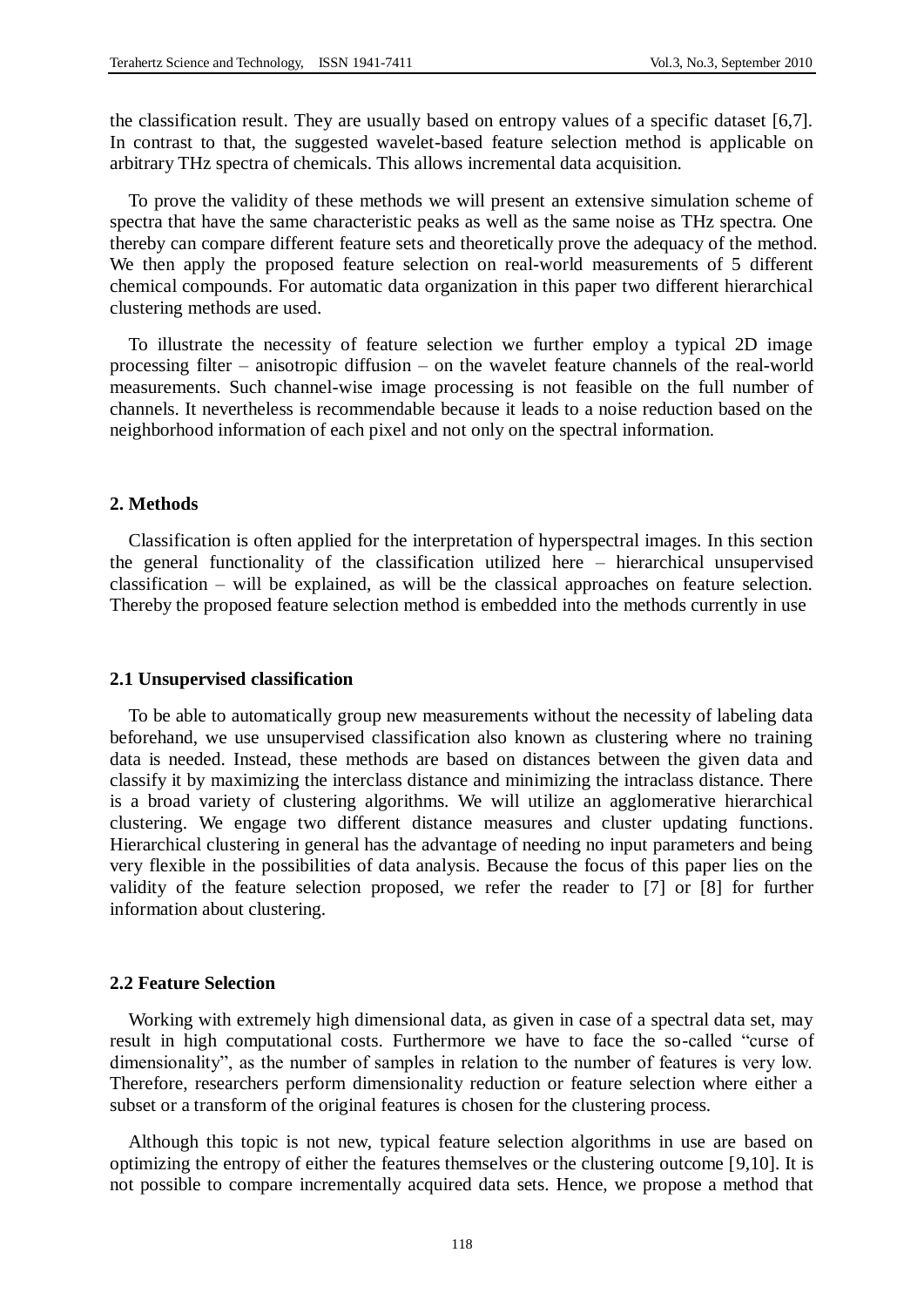the classification result. They are usually based on entropy values of a specific dataset [6,7]. In contrast to that, the suggested wavelet-based feature selection method is applicable on arbitrary THz spectra of chemicals. This allows incremental data acquisition.

To prove the validity of these methods we will present an extensive simulation scheme of spectra that have the same characteristic peaks as well as the same noise as THz spectra. One thereby can compare different feature sets and theoretically prove the adequacy of the method. We then apply the proposed feature selection on real-world measurements of 5 different chemical compounds. For automatic data organization in this paper two different hierarchical clustering methods are used.

To illustrate the necessity of feature selection we further employ a typical 2D image processing filter – anisotropic diffusion – on the wavelet feature channels of the real-world measurements. Such channel-wise image processing is not feasible on the full number of channels. It nevertheless is recommendable because it leads to a noise reduction based on the neighborhood information of each pixel and not only on the spectral information.

## 2. Methods

Classification is often applied for the interpretation of hyperspectral images. In this section the general functionality of the classification utilized here – hierarchical unsupervised classification – will be explained, as will be the classical approaches on feature selection. Thereby the proposed feature selection method is embedded into the methods currently in use

### 2.1 Unsupervised classification

To be able to automatically group new measurements without the necessity of labeling data beforehand, we use unsupervised classification also known as clustering where no training data is needed. Instead, these methods are based on distances between the given data and classify it by maximizing the interclass distance and minimizing the intraclass distance. There is a broad variety of clustering algorithms. We will utilize an agglomerative hierarchical clustering. We engage two different distance measures and cluster updating functions. Hierarchical clustering in general has the advantage of needing no input parameters and being very flexible in the possibilities of data analysis. Because the focus of this paper lies on the validity of the feature selection proposed, we refer the reader to [7] or [8] for further information about clustering.

### 2.2 Feature Selection

Working with extremely high dimensional data, as given in case of a spectral data set, may result in high computational costs. Furthermore we have to face the so-called "curse of dimensionality", as the number of samples in relation to the number of features is very low. Therefore, researchers perform dimensionality reduction or feature selection where either a subset or a transform of the original features is chosen for the clustering process.

Although this topic is not new, typical feature selection algorithms in use are based on optimizing the entropy of either the features themselves or the clustering outcome [9,10]. It is not possible to compare incrementally acquired data sets. Hence, we propose a method that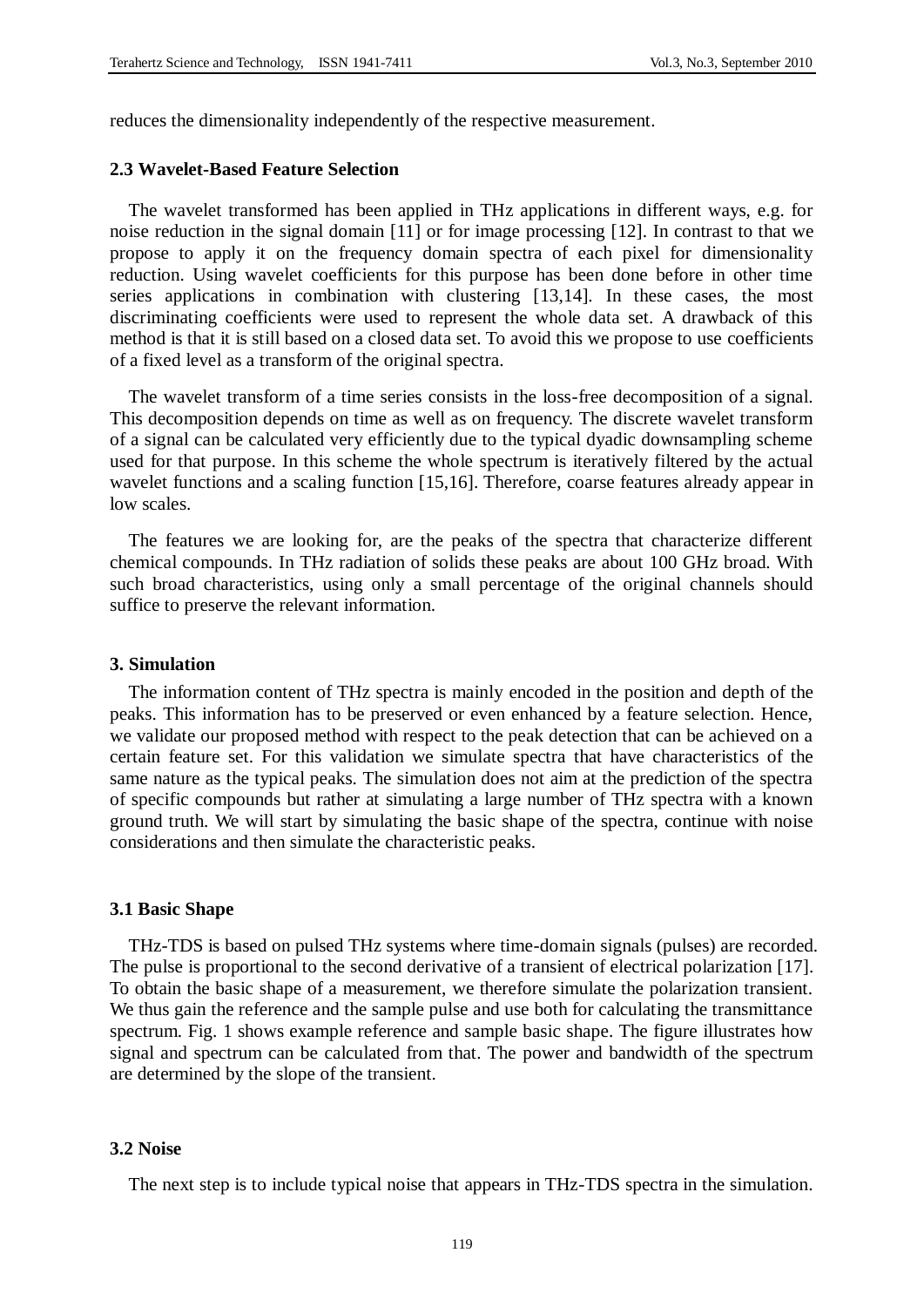reduces the dimensionality independently of the respective measurement.

### 2.3 Wavelet-Based Feature Selection

The wavelet transformed has been applied in THz applications in different ways, e.g. for noise reduction in the signal domain [11] or for image processing [12]. In contrast to that we propose to apply it on the frequency domain spectra of each pixel for dimensionality reduction. Using wavelet coefficients for this purpose has been done before in other time series applications in combination with clustering [13,14]. In these cases, the most discriminating coefficients were used to represent the whole data set. A drawback of this method is that it is still based on a closed data set. To avoid this we propose to use coefficients of a fixed level as a transform of the original spectra.

The wavelet transform of a time series consists in the loss-free decomposition of a signal. This decomposition depends on time as well as on frequency. The discrete wavelet transform of a signal can be calculated very efficiently due to the typical dyadic downsampling scheme used for that purpose. In this scheme the whole spectrum is iteratively filtered by the actual wavelet functions and a scaling function [15,16]. Therefore, coarse features already appear in low scales.

The features we are looking for, are the peaks of the spectra that characterize different chemical compounds. In THz radiation of solids these peaks are about 100 GHz broad. With such broad characteristics, using only a small percentage of the original channels should suffice to preserve the relevant information.

## 3. Simulation

The information content of THz spectra is mainly encoded in the position and depth of the peaks. This information has to be preserved or even enhanced by a feature selection. Hence, we validate our proposed method with respect to the peak detection that can be achieved on a certain feature set. For this validation we simulate spectra that have characteristics of the same nature as the typical peaks. The simulation does not aim at the prediction of the spectra of specific compounds but rather at simulating a large number of THz spectra with a known ground truth. We will start by simulating the basic shape of the spectra, continue with noise considerations and then simulate the characteristic peaks.

### 3.1 Basic Shape

THz-TDS is based on pulsed THz systems where time-domain signals (pulses) are recorded. The pulse is proportional to the second derivative of a transient of electrical polarization [17]. To obtain the basic shape of a measurement, we therefore simulate the polarization transient. We thus gain the reference and the sample pulse and use both for calculating the transmittance spectrum. Fig. 1 shows example reference and sample basic shape. The figure illustrates how signal and spectrum can be calculated from that. The power and bandwidth of the spectrum are determined by the slope of the transient.

### 3.2 Noise

The next step is to include typical noise that appears in THz-TDS spectra in the simulation.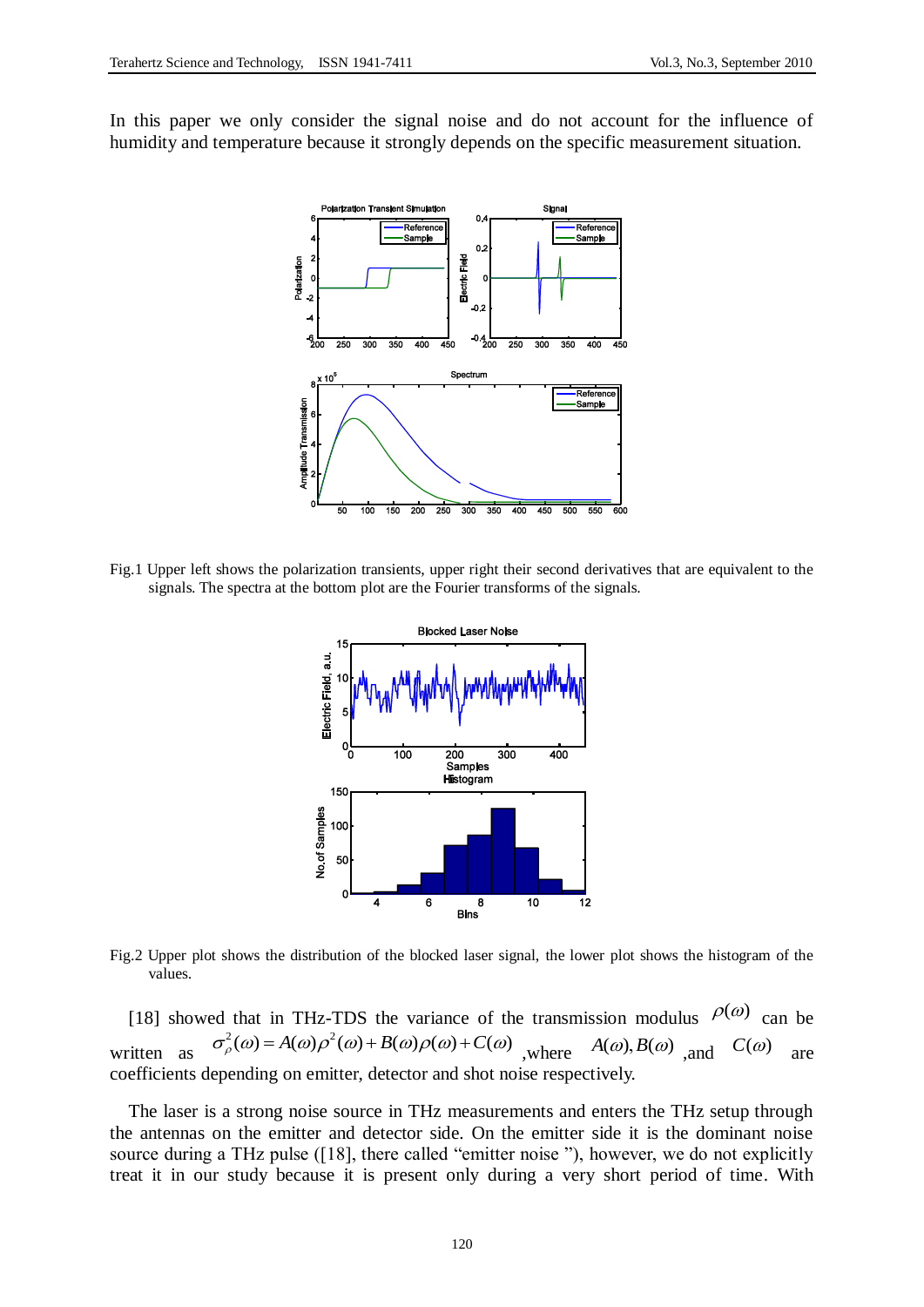In this paper we only consider the signal noise and do not account for the influence of humidity and temperature because it strongly depends on the specific measurement situation.

Fig.1 Upper left shows the polarization transients, upper right their second derivatives that are equivalent to the signals. The spectra at the bottom plot are the Fourier transforms of the signals.

Fig.2 Upper plot shows the distribution of the blocked laser signal, the lower plot shows the histogram of the values.

[18] showed that in THz-TDS the variance of the transmission modulus $\rho(\omega)$ can be written as $\sigma_{\rho}^{2}(\omega) = A(\omega)\rho^{2}(\omega) + B(\omega)\rho(\omega) + C(\omega)$ ,where $A(\omega), B(\omega)$ ,and $C(\omega)$ are coefficients depending on emitter, detector and shot noise respectively.

The laser is a strong noise source in THz measurements and enters the THz setup through the antennas on the emitter and detector side. On the emitter side it is the dominant noise source during a THz pulse ([18], there called "emitter noise "), however, we do not explicitly treat it in our study because it is present only during a very short period of time. With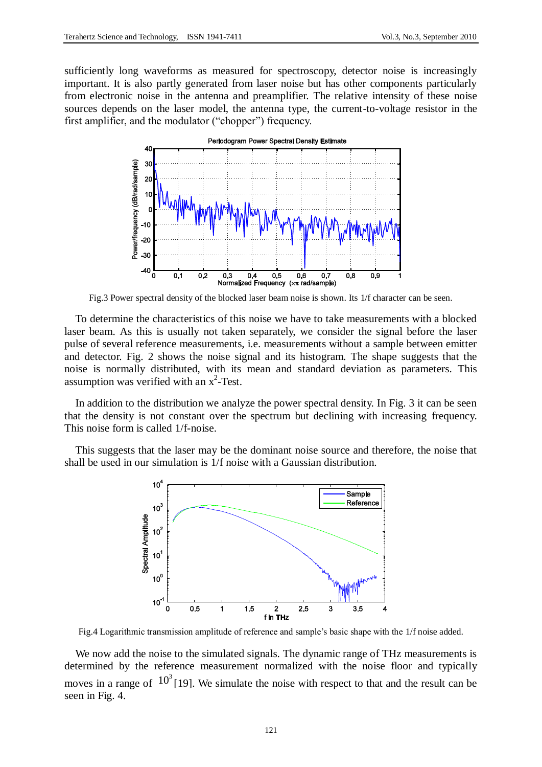sufficiently long waveforms as measured for spectroscopy, detector noise is increasingly important. It is also partly generated from laser noise but has other components particularly from electronic noise in the antenna and preamplifier. The relative intensity of these noise sources depends on the laser model, the antenna type, the current-to-voltage resistor in the first amplifier, and the modulator ("chopper") frequency.

Fig.3 Power spectral density of the blocked laser beam noise is shown. Its 1/f character can be seen.

To determine the characteristics of this noise we have to take measurements with a blocked laser beam. As this is usually not taken separately, we consider the signal before the laser pulse of several reference measurements, i.e. measurements without a sample between emitter and detector. Fig. 2 shows the noise signal and its histogram. The shape suggests that the noise is normally distributed, with its mean and standard deviation as parameters. This assumption was verified with an $x^2$-Test.

In addition to the distribution we analyze the power spectral density. In Fig. 3 it can be seen that the density is not constant over the spectrum but declining with increasing frequency. This noise form is called 1/f-noise.

This suggests that the laser may be the dominant noise source and therefore, the noise that shall be used in our simulation is 1/f noise with a Gaussian distribution.

Fig.4 Logarithmic transmission amplitude of reference and sample's basic shape with the 1/f noise added.

We now add the noise to the simulated signals. The dynamic range of THz measurements is determined by the reference measurement normalized with the noise floor and typically moves in a range of $10^3$ [19]. We simulate the noise with respect to that and the result can be seen in Fig. 4.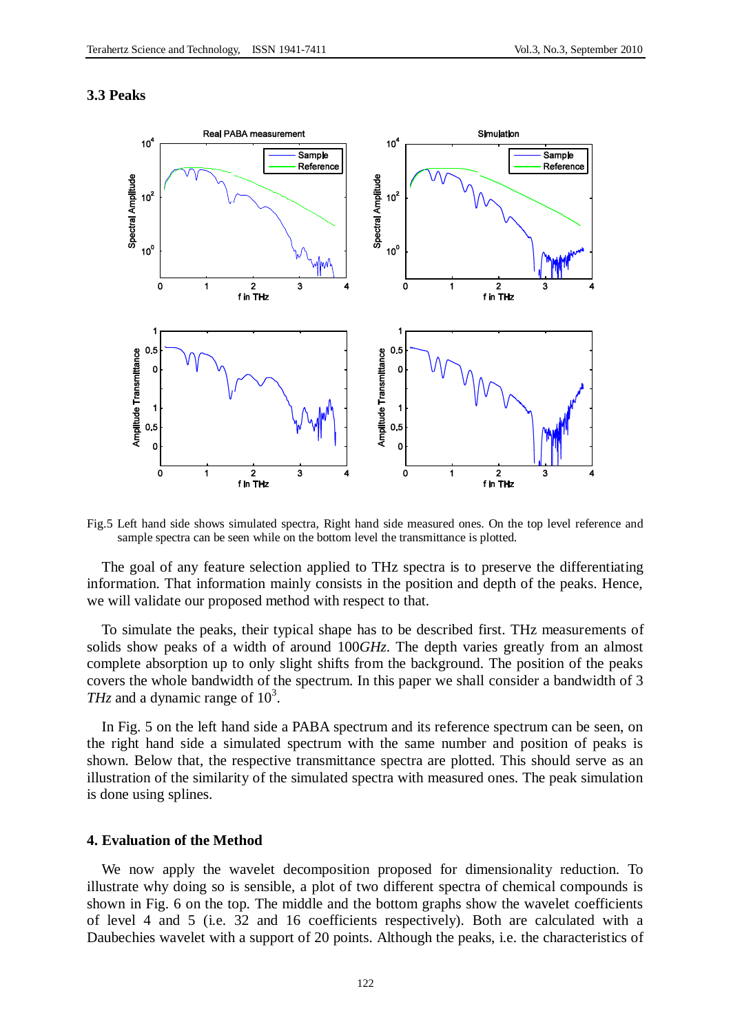### 3.3 Peaks

Fig.5 Left hand side shows simulated spectra, Right hand side measured ones. On the top level reference and sample spectra can be seen while on the bottom level the transmittance is plotted.

The goal of any feature selection applied to THz spectra is to preserve the differentiating information. That information mainly consists in the position and depth of the peaks. Hence, we will validate our proposed method with respect to that.

To simulate the peaks, their typical shape has to be described first. THz measurements of solids show peaks of a width of around 100*GHz*. The depth varies greatly from an almost complete absorption up to only slight shifts from the background. The position of the peaks covers the whole bandwidth of the spectrum. In this paper we shall consider a bandwidth of 3 *THz* and a dynamic range of $10^3$.

In Fig. 5 on the left hand side a PABA spectrum and its reference spectrum can be seen, on the right hand side a simulated spectrum with the same number and position of peaks is shown. Below that, the respective transmittance spectra are plotted. This should serve as an illustration of the similarity of the simulated spectra with measured ones. The peak simulation is done using splines.

## 4. Evaluation of the Method

We now apply the wavelet decomposition proposed for dimensionality reduction. To illustrate why doing so is sensible, a plot of two different spectra of chemical compounds is shown in Fig. 6 on the top. The middle and the bottom graphs show the wavelet coefficients of level 4 and 5 (i.e. 32 and 16 coefficients respectively). Both are calculated with a Daubechies wavelet with a support of 20 points. Although the peaks, i.e. the characteristics of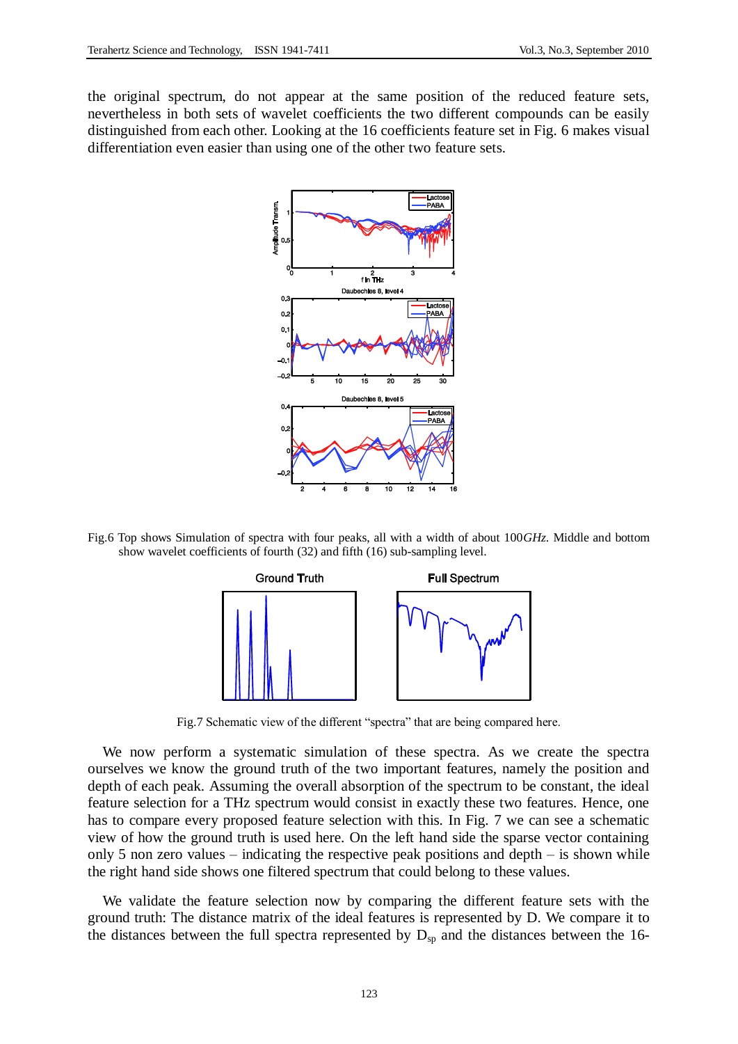the original spectrum, do not appear at the same position of the reduced feature sets, nevertheless in both sets of wavelet coefficients the two different compounds can be easily distinguished from each other. Looking at the 16 coefficients feature set in Fig. 6 makes visual differentiation even easier than using one of the other two feature sets.

Fig.6 Top shows Simulation of spectra with four peaks, all with a width of about 100*GHz*. Middle and bottom show wavelet coefficients of fourth (32) and fifth (16) sub-sampling level.

Fig.7 Schematic view of the different "spectra" that are being compared here.

We now perform a systematic simulation of these spectra. As we create the spectra ourselves we know the ground truth of the two important features, namely the position and depth of each peak. Assuming the overall absorption of the spectrum to be constant, the ideal feature selection for a THz spectrum would consist in exactly these two features. Hence, one has to compare every proposed feature selection with this. In Fig. 7 we can see a schematic view of how the ground truth is used here. On the left hand side the sparse vector containing only 5 non zero values – indicating the respective peak positions and depth – is shown while the right hand side shows one filtered spectrum that could belong to these values.

We validate the feature selection now by comparing the different feature sets with the ground truth: The distance matrix of the ideal features is represented by D. We compare it to the distances between the full spectra represented by $D_{sp}$ and the distances between the 16-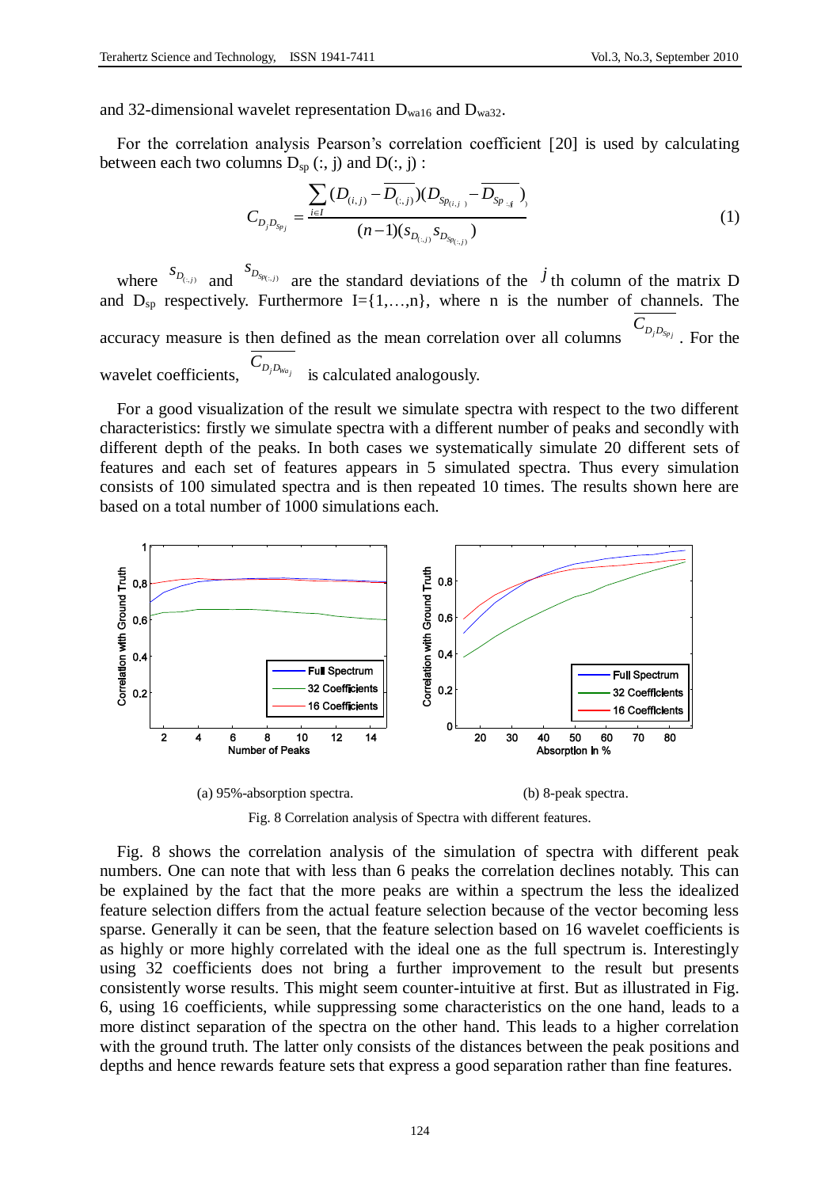and 32-dimensional wavelet representation $D_{wa16}$ and $D_{wa32}$.

For the correlation analysis Pearson's correlation coefficient [20] is used by calculating between each two columns $D_{sp}$ (:, j) and D(:, j) :

$$C_{D_j D_{Sp_j}} = \frac{\sum_{i \in I} (D_{(i,j)} - \overline{D_{(:,j)}})(D_{Sp_{(i,j)}} - \overline{D_{Sp_{:,j}}})}{(n-1)(s_{D_{(:,j)}} s_{D_{Sp_{(:,j)}}})} \tag{1}$$

where $s_{D_{(:,j)}}$ and $s_{D_{Sp(:,j)}}$ are the standard deviations of the $j$ th column of the matrix D and $D_{sp}$ respectively. Furthermore I={1,…,n}, where n is the number of channels. The accuracy measure is then defined as the mean correlation over all columns $\overline{C_{D_j D_{Sp_j}}}$. For the wavelet coefficients, $\overline{C_{D_j D_{Wa_j}}}$ is calculated analogously.

For a good visualization of the result we simulate spectra with respect to the two different characteristics: firstly we simulate spectra with a different number of peaks and secondly with different depth of the peaks. In both cases we systematically simulate 20 different sets of features and each set of features appears in 5 simulated spectra. Thus every simulation consists of 100 simulated spectra and is then repeated 10 times. The results shown here are based on a total number of 1000 simulations each.

(a) 95%-absorption spectra.

(b) 8-peak spectra.

Fig. 8 Correlation analysis of Spectra with different features.

Fig. 8 shows the correlation analysis of the simulation of spectra with different peak numbers. One can note that with less than 6 peaks the correlation declines notably. This can be explained by the fact that the more peaks are within a spectrum the less the idealized feature selection differs from the actual feature selection because of the vector becoming less sparse. Generally it can be seen, that the feature selection based on 16 wavelet coefficients is as highly or more highly correlated with the ideal one as the full spectrum is. Interestingly using 32 coefficients does not bring a further improvement to the result but presents consistently worse results. This might seem counter-intuitive at first. But as illustrated in Fig. 6, using 16 coefficients, while suppressing some characteristics on the one hand, leads to a more distinct separation of the spectra on the other hand. This leads to a higher correlation with the ground truth. The latter only consists of the distances between the peak positions and depths and hence rewards feature sets that express a good separation rather than fine features.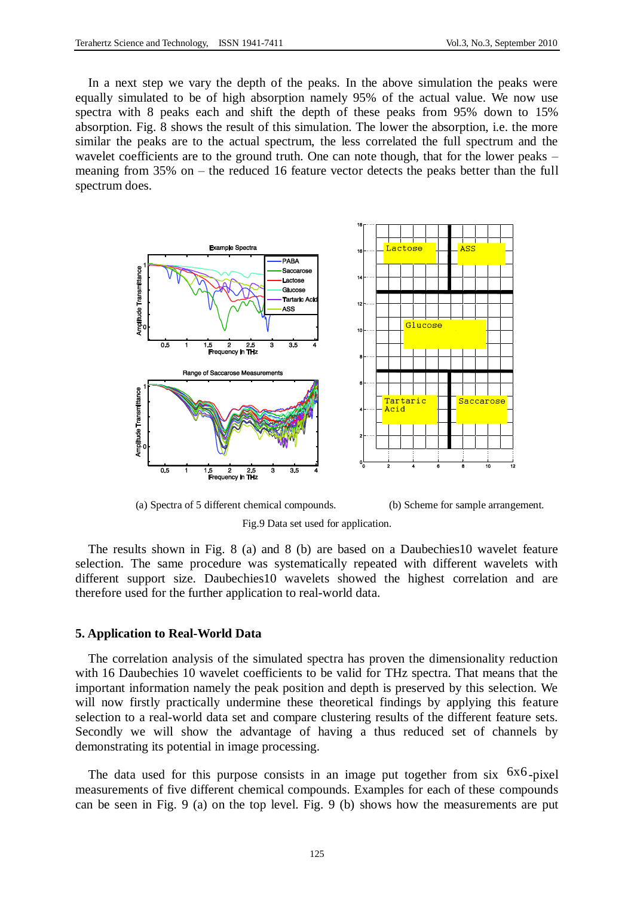In a next step we vary the depth of the peaks. In the above simulation the peaks were equally simulated to be of high absorption namely 95% of the actual value. We now use spectra with 8 peaks each and shift the depth of these peaks from 95% down to 15% absorption. Fig. 8 shows the result of this simulation. The lower the absorption, i.e. the more similar the peaks are to the actual spectrum, the less correlated the full spectrum and the wavelet coefficients are to the ground truth. One can note though, that for the lower peaks – meaning from 35% on – the reduced 16 feature vector detects the peaks better than the full spectrum does.

(a) Spectra of 5 different chemical compounds. (b) Scheme for sample arrangement.

Fig.9 Data set used for application.

The results shown in Fig. 8 (a) and 8 (b) are based on a Daubechies10 wavelet feature selection. The same procedure was systematically repeated with different wavelets with different support size. Daubechies10 wavelets showed the highest correlation and are therefore used for the further application to real-world data.

## 5. Application to Real-World Data

The correlation analysis of the simulated spectra has proven the dimensionality reduction with 16 Daubechies 10 wavelet coefficients to be valid for THz spectra. That means that the important information namely the peak position and depth is preserved by this selection. We will now firstly practically undermine these theoretical findings by applying this feature selection to a real-world data set and compare clustering results of the different feature sets. Secondly we will show the advantage of having a thus reduced set of channels by demonstrating its potential in image processing.

The data used for this purpose consists in an image put together from six 6x6-pixel measurements of five different chemical compounds. Examples for each of these compounds can be seen in Fig. 9 (a) on the top level. Fig. 9 (b) shows how the measurements are put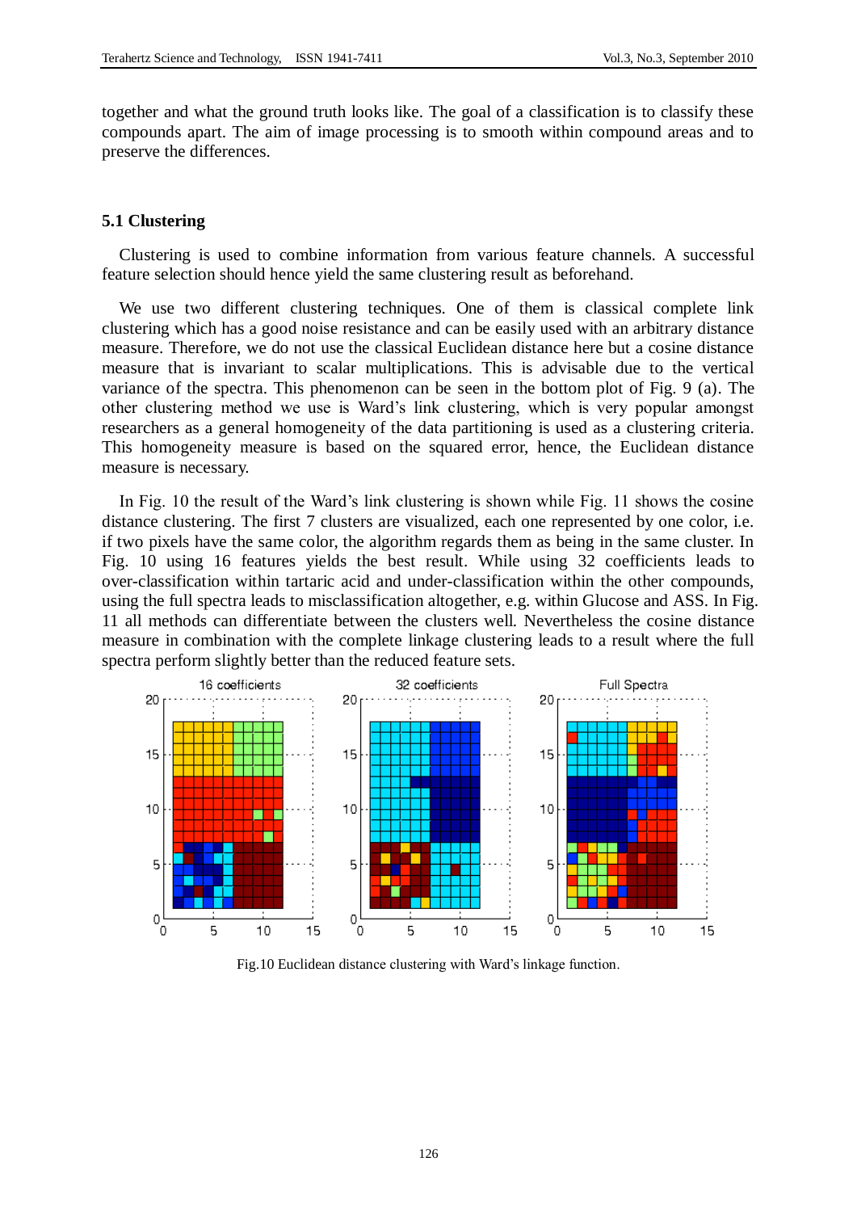together and what the ground truth looks like. The goal of a classification is to classify these compounds apart. The aim of image processing is to smooth within compound areas and to preserve the differences.

### 5.1 Clustering

Clustering is used to combine information from various feature channels. A successful feature selection should hence yield the same clustering result as beforehand.

We use two different clustering techniques. One of them is classical complete link clustering which has a good noise resistance and can be easily used with an arbitrary distance measure. Therefore, we do not use the classical Euclidean distance here but a cosine distance measure that is invariant to scalar multiplications. This is advisable due to the vertical variance of the spectra. This phenomenon can be seen in the bottom plot of Fig. 9 (a). The other clustering method we use is Ward's link clustering, which is very popular amongst researchers as a general homogeneity of the data partitioning is used as a clustering criteria. This homogeneity measure is based on the squared error, hence, the Euclidean distance measure is necessary.

In Fig. 10 the result of the Ward's link clustering is shown while Fig. 11 shows the cosine distance clustering. The first 7 clusters are visualized, each one represented by one color, i.e. if two pixels have the same color, the algorithm regards them as being in the same cluster. In Fig. 10 using 16 features yields the best result. While using 32 coefficients leads to over-classification within tartaric acid and under-classification within the other compounds, using the full spectra leads to misclassification altogether, e.g. within Glucose and ASS. In Fig. 11 all methods can differentiate between the clusters well. Nevertheless the cosine distance measure in combination with the complete linkage clustering leads to a result where the full spectra perform slightly better than the reduced feature sets.

Fig.10 Euclidean distance clustering with Ward's linkage function.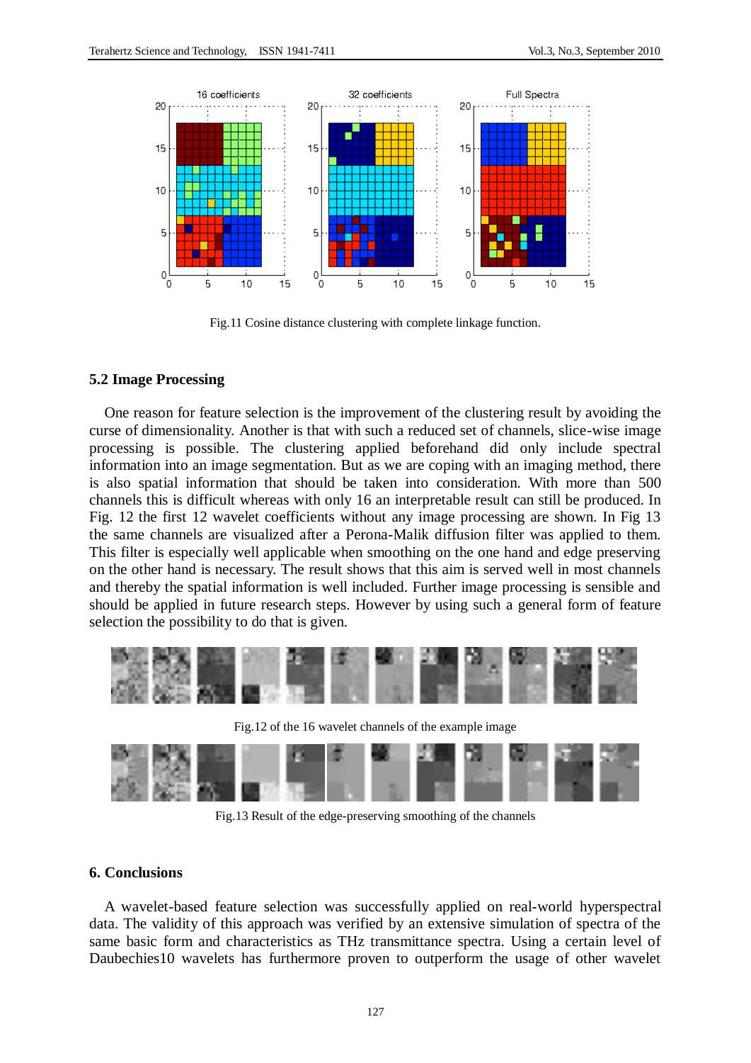Fig.11 Cosine distance clustering with complete linkage function.

### 5.2 Image Processing

One reason for feature selection is the improvement of the clustering result by avoiding the curse of dimensionality. Another is that with such a reduced set of channels, slice-wise image processing is possible. The clustering applied beforehand did only include spectral information into an image segmentation. But as we are coping with an imaging method, there is also spatial information that should be taken into consideration. With more than 500 channels this is difficult whereas with only 16 an interpretable result can still be produced. In Fig. 12 the first 12 wavelet coefficients without any image processing are shown. In Fig 13 the same channels are visualized after a Perona-Malik diffusion filter was applied to them. This filter is especially well applicable when smoothing on the one hand and edge preserving on the other hand is necessary. The result shows that this aim is served well in most channels and thereby the spatial information is well included. Further image processing is sensible and should be applied in future research steps. However by using such a general form of feature selection the possibility to do that is given.

Fig.12 of the 16 wavelet channels of the example image

Fig.13 Result of the edge-preserving smoothing of the channels

## 6. Conclusions

A wavelet-based feature selection was successfully applied on real-world hyperspectral data. The validity of this approach was verified by an extensive simulation of spectra of the same basic form and characteristics as THz transmittance spectra. Using a certain level of Daubechies10 wavelets has furthermore proven to outperform the usage of other wavelet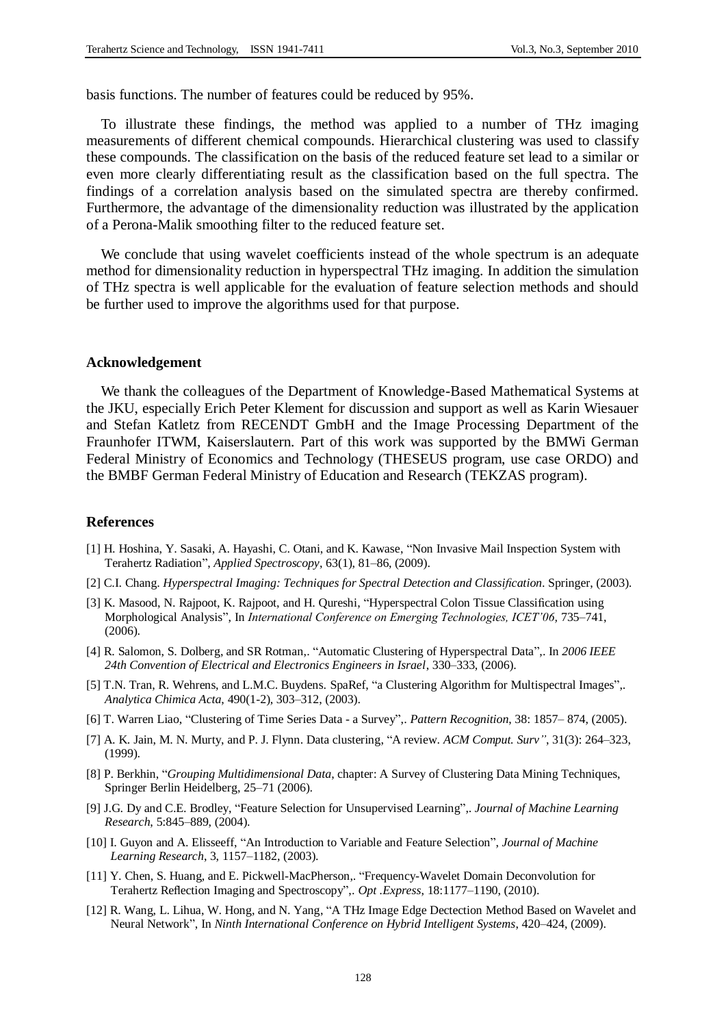basis functions. The number of features could be reduced by 95%.

To illustrate these findings, the method was applied to a number of THz imaging measurements of different chemical compounds. Hierarchical clustering was used to classify these compounds. The classification on the basis of the reduced feature set lead to a similar or even more clearly differentiating result as the classification based on the full spectra. The findings of a correlation analysis based on the simulated spectra are thereby confirmed. Furthermore, the advantage of the dimensionality reduction was illustrated by the application of a Perona-Malik smoothing filter to the reduced feature set.

We conclude that using wavelet coefficients instead of the whole spectrum is an adequate method for dimensionality reduction in hyperspectral THz imaging. In addition the simulation of THz spectra is well applicable for the evaluation of feature selection methods and should be further used to improve the algorithms used for that purpose.

## Acknowledgement

We thank the colleagues of the Department of Knowledge-Based Mathematical Systems at the JKU, especially Erich Peter Klement for discussion and support as well as Karin Wiesauer and Stefan Katletz from RECENDT GmbH and the Image Processing Department of the Fraunhofer ITWM, Kaiserslautern. Part of this work was supported by the BMWi German Federal Ministry of Economics and Technology (THESEUS program, use case ORDO) and the BMBF German Federal Ministry of Education and Research (TEKZAS program).

## References

[1] H. Hoshina, Y. Sasaki, A. Hayashi, C. Otani, and K. Kawase, "Non Invasive Mail Inspection System with Terahertz Radiation", *Applied Spectroscopy*, 63(1), 81–86, (2009).

[2] C.I. Chang. *Hyperspectral Imaging: Techniques for Spectral Detection and Classification*. Springer, (2003).

[3] K. Masood, N. Rajpoot, K. Rajpoot, and H. Qureshi, "Hyperspectral Colon Tissue Classification using Morphological Analysis", In *International Conference on Emerging Technologies, ICET'06*, 735–741, (2006).

[4] R. Salomon, S. Dolberg, and SR Rotman,. "Automatic Clustering of Hyperspectral Data",. In *2006 IEEE 24th Convention of Electrical and Electronics Engineers in Israel*, 330–333, (2006).

[5] T.N. Tran, R. Wehrens, and L.M.C. Buydens. SpaRef, "a Clustering Algorithm for Multispectral Images",. *Analytica Chimica Acta*, 490(1-2), 303–312, (2003).

[6] T. Warren Liao, "Clustering of Time Series Data - a Survey",. *Pattern Recognition*, 38: 1857– 874, (2005).

[7] A. K. Jain, M. N. Murty, and P. J. Flynn. Data clustering, "A review. *ACM Comput. Surv"*, 31(3): 264–323, (1999).

[8] P. Berkhin, "*Grouping Multidimensional Data*, chapter: A Survey of Clustering Data Mining Techniques, Springer Berlin Heidelberg, 25–71 (2006).

[9] J.G. Dy and C.E. Brodley, "Feature Selection for Unsupervised Learning",. *Journal of Machine Learning Research*, 5:845–889, (2004).

[10] I. Guyon and A. Elisseeff, "An Introduction to Variable and Feature Selection", *Journal of Machine Learning Research*, 3, 1157–1182, (2003).

[11] Y. Chen, S. Huang, and E. Pickwell-MacPherson,. "Frequency-Wavelet Domain Deconvolution for Terahertz Reflection Imaging and Spectroscopy",. *Opt .Express*, 18:1177–1190, (2010).

[12] R. Wang, L. Lihua, W. Hong, and N. Yang, "A THz Image Edge Dectection Method Based on Wavelet and Neural Network", In *Ninth International Conference on Hybrid Intelligent Systems*, 420–424, (2009).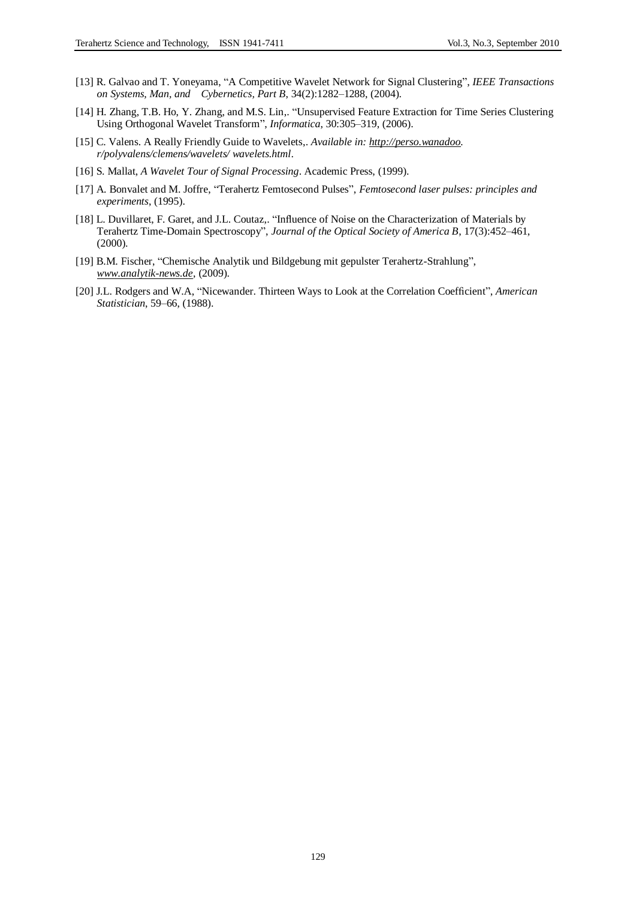[13] R. Galvao and T. Yoneyama, “A Competitive Wavelet Network for Signal Clustering”, *IEEE Transactions on Systems, Man, and Cybernetics, Part B*, 34(2):1282–1288, (2004).

[14] H. Zhang, T.B. Ho, Y. Zhang, and M.S. Lin,. “Unsupervised Feature Extraction for Time Series Clustering Using Orthogonal Wavelet Transform”, *Informatica*, 30:305–319, (2006).

[15] C. Valens. A Really Friendly Guide to Wavelets,. *Available in: http://perso.wanadoo. r/polyvalens/clemens/wavelets/ wavelets.html*.

[16] S. Mallat, *A Wavelet Tour of Signal Processing*. Academic Press, (1999).

[17] A. Bonvalet and M. Joffre, “Terahertz Femtosecond Pulses”, *Femtosecond laser pulses: principles and experiments*, (1995).

[18] L. Duvillaret, F. Garet, and J.L. Coutaz,. “Influence of Noise on the Characterization of Materials by Terahertz Time-Domain Spectroscopy”, *Journal of the Optical Society of America B*, 17(3):452–461, (2000).

[19] B.M. Fischer, “Chemische Analytik und Bildgebung mit gepulster Terahertz-Strahlung”, *www.analytik-news.de*, (2009).

[20] J.L. Rodgers and W.A, “Nicewander. Thirteen Ways to Look at the Correlation Coefficient”, *American Statistician*, 59–66, (1988).